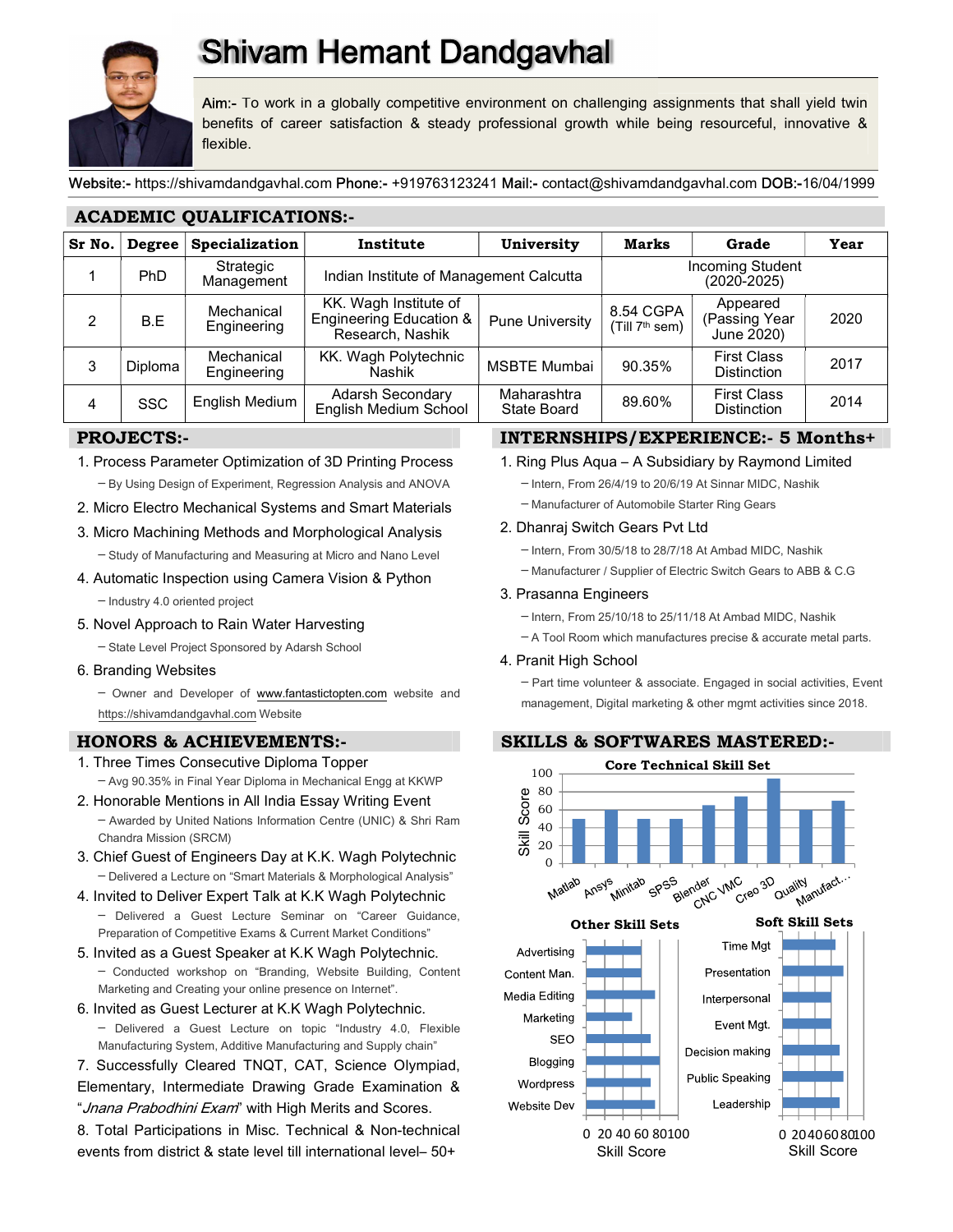# Shivam Hemant Dandgavhal

**Aim:-** To work in a globally competitive environment on challenging assignments that shall yield twin benefits of career satisfaction & steady professional growth while being resourceful, innovative & flexible.

**Website:-** https://shivamdandgavhal.com **Phone:-** +919763123241 **Mail:-** contact@shivamdandgavhal.com **DOB:-**16/04/1999

## ACADEMIC QUALIFICATIONS:-

| Sr No. | Degree | Specialization | Institute | University | Marks | Grade | Year |
|---|---|---|---|---|---|---|---|
| 1 | PhD | Strategic Management | Indian Institute of Management Calcutta | | Incoming Student (2020-2025) | | |
| 2 | B.E | Mechanical Engineering | KK. Wagh Institute of Engineering Education & Research, Nashik | Pune University | 8.54 CGPA (Till 7th sem) | Appeared (Passing Year June 2020) | 2020 |
| 3 | Diploma | Mechanical Engineering | KK. Wagh Polytechnic Nashik | MSBTE Mumbai | 90.35% | First Class Distinction | 2017 |
| 4 | SSC | English Medium | Adarsh Secondary English Medium School | Maharashtra State Board | 89.60% | First Class Distinction | 2014 |

## PROJECTS:-

1. Process Parameter Optimization of 3D Printing Process
   – By Using Design of Experiment, Regression Analysis and ANOVA
2. Micro Electro Mechanical Systems and Smart Materials
3. Micro Machining Methods and Morphological Analysis
   – Study of Manufacturing and Measuring at Micro and Nano Level
4. Automatic Inspection using Camera Vision & Python
   – Industry 4.0 oriented project
5. Novel Approach to Rain Water Harvesting
   – State Level Project Sponsored by Adarsh School
6. Branding Websites
   – Owner and Developer of www.fantastictopten.com website and https://shivamdandgavhal.com Website

## HONORS & ACHIEVEMENTS:-

1. Three Times Consecutive Diploma Topper
   – Avg 90.35% in Final Year Diploma in Mechanical Engg at KKWP
2. Honorable Mentions in All India Essay Writing Event
   – Awarded by United Nations Information Centre (UNIC) & Shri Ram Chandra Mission (SRCM)
3. Chief Guest of Engineers Day at K.K. Wagh Polytechnic
   – Delivered a Lecture on "Smart Materials & Morphological Analysis"
4. Invited to Deliver Expert Talk at K.K Wagh Polytechnic
   – Delivered a Guest Lecture Seminar on "Career Guidance, Preparation of Competitive Exams & Current Market Conditions"
5. Invited as a Guest Speaker at K.K Wagh Polytechnic.
   – Conducted workshop on "Branding, Website Building, Content Marketing and Creating your online presence on Internet".
6. Invited as Guest Lecturer at K.K Wagh Polytechnic.
   – Delivered a Guest Lecture on topic "Industry 4.0, Flexible Manufacturing System, Additive Manufacturing and Supply chain"
7. Successfully Cleared TNQT, CAT, Science Olympiad, Elementary, Intermediate Drawing Grade Examination & "*Jnana Prabodhini Exam*" with High Merits and Scores.
8. Total Participations in Misc. Technical & Non-technical events from district & state level till international level– 50+

## INTERNSHIPS/EXPERIENCE:- 5 Months+

1. Ring Plus Aqua – A Subsidiary by Raymond Limited
   – Intern, From 26/4/19 to 20/6/19 At Sinnar MIDC, Nashik
   – Manufacturer of Automobile Starter Ring Gears
2. Dhanraj Switch Gears Pvt Ltd
   – Intern, From 30/5/18 to 28/7/18 At Ambad MIDC, Nashik
   – Manufacturer / Supplier of Electric Switch Gears to ABB & C.G
3. Prasanna Engineers
   – Intern, From 25/10/18 to 25/11/18 At Ambad MIDC, Nashik
   – A Tool Room which manufactures precise & accurate metal parts.
4. Pranit High School
   – Part time volunteer & associate. Engaged in social activities, Event management, Digital marketing & other mgmt activities since 2018.

## SKILLS & SOFTWARES MASTERED:-

**Core Technical Skill Set** (Skill Score): Matlab, Ansys, Minitab, SPSS, Blender, CNC VMC, Creo 3D, Quality, Manufact...

**Other Skill Sets** (Skill Score): Advertising, Content Man., Media Editing, Marketing, SEO, Blogging, Wordpress, Website Dev

**Soft Skill Sets** (Skill Score): Time Mgt, Presentation, Interpersonal, Event Mgt., Decision making, Public Speaking, Leadership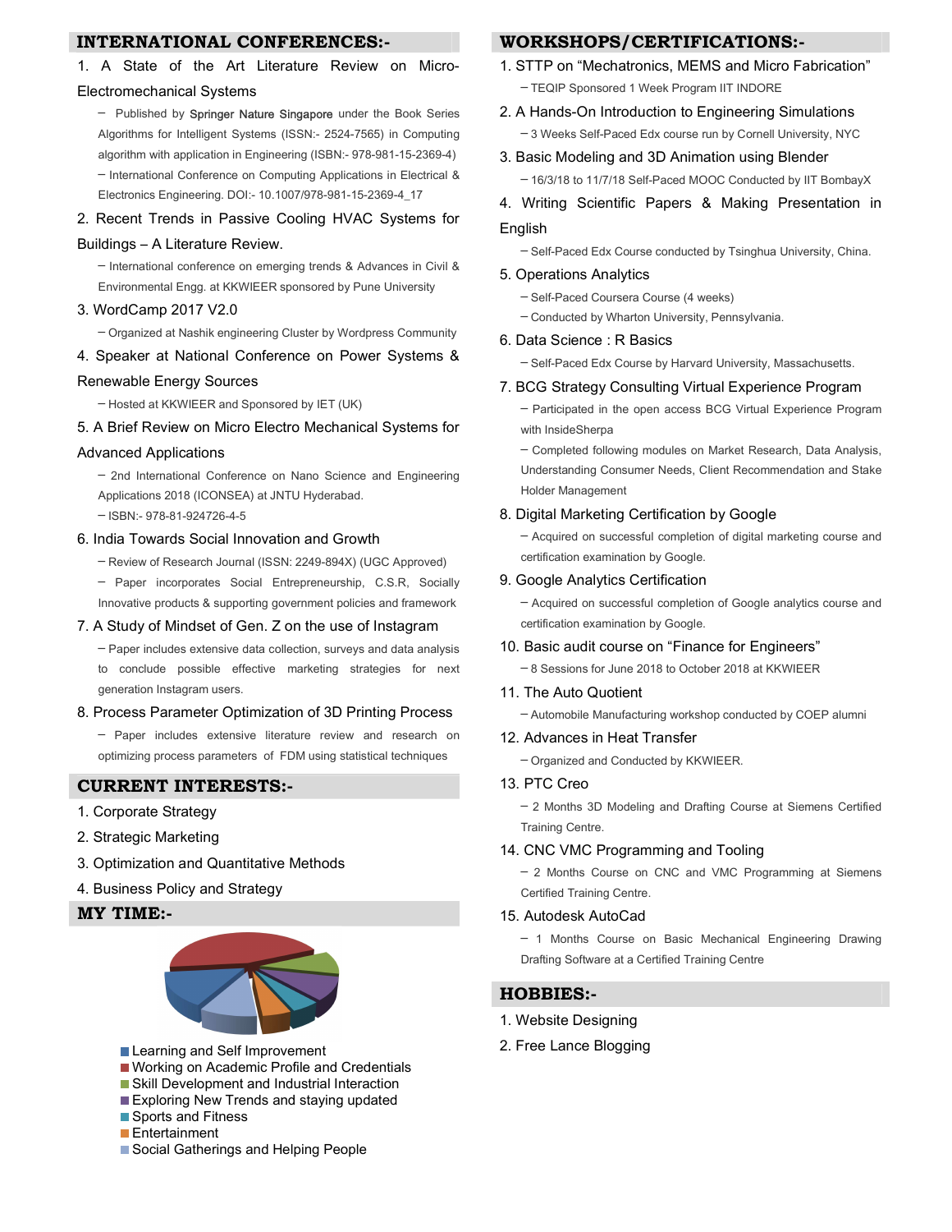## INTERNATIONAL CONFERENCES:-

1. A State of the Art Literature Review on Micro-Electromechanical Systems
   – Published by Springer Nature Singapore under the Book Series Algorithms for Intelligent Systems (ISSN:- 2524-7565) in Computing algorithm with application in Engineering (ISBN:- 978-981-15-2369-4)
   – International Conference on Computing Applications in Electrical & Electronics Engineering. DOI:- 10.1007/978-981-15-2369-4_17
2. Recent Trends in Passive Cooling HVAC Systems for Buildings – A Literature Review.
   – International conference on emerging trends & Advances in Civil & Environmental Engg. at KKWIEER sponsored by Pune University
3. WordCamp 2017 V2.0
   – Organized at Nashik engineering Cluster by Wordpress Community
4. Speaker at National Conference on Power Systems & Renewable Energy Sources
   – Hosted at KKWIEER and Sponsored by IET (UK)
5. A Brief Review on Micro Electro Mechanical Systems for Advanced Applications
   – 2nd International Conference on Nano Science and Engineering Applications 2018 (ICONSEA) at JNTU Hyderabad.
   – ISBN:- 978-81-924726-4-5
6. India Towards Social Innovation and Growth
   – Review of Research Journal (ISSN: 2249-894X) (UGC Approved)
   – Paper incorporates Social Entrepreneurship, C.S.R, Socially Innovative products & supporting government policies and framework
7. A Study of Mindset of Gen. Z on the use of Instagram
   – Paper includes extensive data collection, surveys and data analysis to conclude possible effective marketing strategies for next generation Instagram users.
8. Process Parameter Optimization of 3D Printing Process
   – Paper includes extensive literature review and research on optimizing process parameters of FDM using statistical techniques

## CURRENT INTERESTS:-

1. Corporate Strategy
2. Strategic Marketing
3. Optimization and Quantitative Methods
4. Business Policy and Strategy

## MY TIME:-

Learning and Self Improvement
Working on Academic Profile and Credentials
Skill Development and Industrial Interaction
Exploring New Trends and staying updated
Sports and Fitness
Entertainment
Social Gatherings and Helping People

## WORKSHOPS/CERTIFICATIONS:-

1. STTP on "Mechatronics, MEMS and Micro Fabrication"
   – TEQIP Sponsored 1 Week Program IIT INDORE
2. A Hands-On Introduction to Engineering Simulations
   – 3 Weeks Self-Paced Edx course run by Cornell University, NYC
3. Basic Modeling and 3D Animation using Blender
   – 16/3/18 to 11/7/18 Self-Paced MOOC Conducted by IIT BombayX
4. Writing Scientific Papers & Making Presentation in English
   – Self-Paced Edx Course conducted by Tsinghua University, China.
5. Operations Analytics
   – Self-Paced Coursera Course (4 weeks)
   – Conducted by Wharton University, Pennsylvania.
6. Data Science : R Basics
   – Self-Paced Edx Course by Harvard University, Massachusetts.
7. BCG Strategy Consulting Virtual Experience Program
   – Participated in the open access BCG Virtual Experience Program with InsideSherpa
   – Completed following modules on Market Research, Data Analysis, Understanding Consumer Needs, Client Recommendation and Stake Holder Management
8. Digital Marketing Certification by Google
   – Acquired on successful completion of digital marketing course and certification examination by Google.
9. Google Analytics Certification
   – Acquired on successful completion of Google analytics course and certification examination by Google.
10. Basic audit course on "Finance for Engineers"
    – 8 Sessions for June 2018 to October 2018 at KKWIEER
11. The Auto Quotient
    – Automobile Manufacturing workshop conducted by COEP alumni
12. Advances in Heat Transfer
    – Organized and Conducted by KKWIEER.
13. PTC Creo
    – 2 Months 3D Modeling and Drafting Course at Siemens Certified Training Centre.
14. CNC VMC Programming and Tooling
    – 2 Months Course on CNC and VMC Programming at Siemens Certified Training Centre.
15. Autodesk AutoCad
    – 1 Months Course on Basic Mechanical Engineering Drawing Drafting Software at a Certified Training Centre

## HOBBIES:-

1. Website Designing
2. Free Lance Blogging